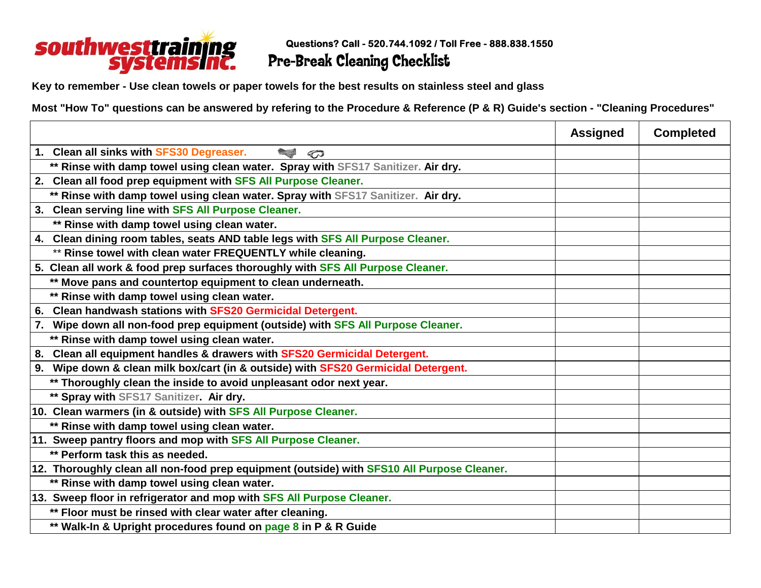southwesttraining systemsinc.

Questions? Call - 520.744.1092 / Toll Free - 888.838.1550

# Pre-Break Cleaning Checklist

**Key to remember - Use clean towels or paper towels for the best results on stainless steel and glass**

**Most "How To" questions can be answered by refering to the Procedure & Reference (P & R) Guide's section - "Cleaning Procedures"**

| | Assigned | Completed |
|---|---|---|
| 1. Clean all sinks with SFS30 Degreaser. | | |
| ** Rinse with damp towel using clean water. Spray with SFS17 Sanitizer. Air dry. | | |
| 2. Clean all food prep equipment with SFS All Purpose Cleaner. | | |
| ** Rinse with damp towel using clean water. Spray with SFS17 Sanitizer. Air dry. | | |
| 3. Clean serving line with SFS All Purpose Cleaner. | | |
| ** Rinse with damp towel using clean water. | | |
| 4. Clean dining room tables, seats AND table legs with SFS All Purpose Cleaner. | | |
| ** Rinse towel with clean water FREQUENTLY while cleaning. | | |
| 5. Clean all work & food prep surfaces thoroughly with SFS All Purpose Cleaner. | | |
| ** Move pans and countertop equipment to clean underneath. | | |
| ** Rinse with damp towel using clean water. | | |
| 6. Clean handwash stations with SFS20 Germicidal Detergent. | | |
| 7. Wipe down all non-food prep equipment (outside) with SFS All Purpose Cleaner. | | |
| ** Rinse with damp towel using clean water. | | |
| 8. Clean all equipment handles & drawers with SFS20 Germicidal Detergent. | | |
| 9. Wipe down & clean milk box/cart (in & outside) with SFS20 Germicidal Detergent. | | |
| ** Thoroughly clean the inside to avoid unpleasant odor next year. | | |
| ** Spray with SFS17 Sanitizer. Air dry. | | |
| 10. Clean warmers (in & outside) with SFS All Purpose Cleaner. | | |
| ** Rinse with damp towel using clean water. | | |
| 11. Sweep pantry floors and mop with SFS All Purpose Cleaner. | | |
| ** Perform task this as needed. | | |
| 12. Thoroughly clean all non-food prep equipment (outside) with SFS10 All Purpose Cleaner. | | |
| ** Rinse with damp towel using clean water. | | |
| 13. Sweep floor in refrigerator and mop with SFS All Purpose Cleaner. | | |
| ** Floor must be rinsed with clear water after cleaning. | | |
| ** Walk-In & Upright procedures found on page 8 in P & R Guide | | |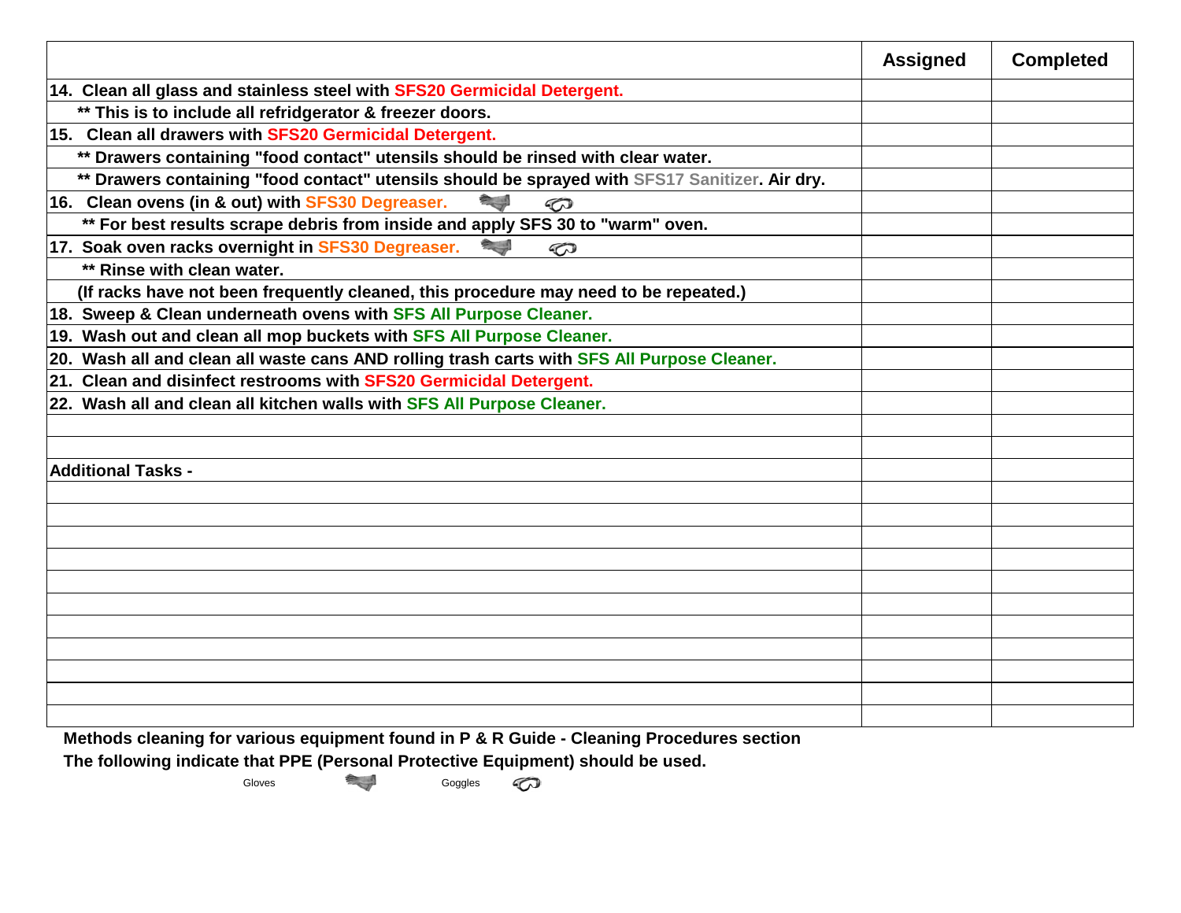| | Assigned | Completed |
|---|---|---|
| **14. Clean all glass and stainless steel with SFS20 Germicidal Detergent.** | | |
| **\*\* This is to include all refridgerator & freezer doors.** | | |
| **15. Clean all drawers with SFS20 Germicidal Detergent.** | | |
| **\*\* Drawers containing "food contact" utensils should be rinsed with clear water.** | | |
| **\*\* Drawers containing "food contact" utensils should be sprayed with SFS17 Sanitizer. Air dry.** | | |
| **16. Clean ovens (in & out) with SFS30 Degreaser.** | | |
| **\*\* For best results scrape debris from inside and apply SFS 30 to "warm" oven.** | | |
| **17. Soak oven racks overnight in SFS30 Degreaser.** | | |
| **\*\* Rinse with clean water.** | | |
| **(If racks have not been frequently cleaned, this procedure may need to be repeated.)** | | |
| **18. Sweep & Clean underneath ovens with SFS All Purpose Cleaner.** | | |
| **19. Wash out and clean all mop buckets with SFS All Purpose Cleaner.** | | |
| **20. Wash all and clean all waste cans AND rolling trash carts with SFS All Purpose Cleaner.** | | |
| **21. Clean and disinfect restrooms with SFS20 Germicidal Detergent.** | | |
| **22. Wash all and clean all kitchen walls with SFS All Purpose Cleaner.** | | |
| | | |
| | | |
| **Additional Tasks -** | | |
| | | |
| | | |
| | | |
| | | |
| | | |
| | | |
| | | |
| | | |
| | | |
| | | |
| | | |

**Methods cleaning for various equipment found in P & R Guide - Cleaning Procedures section**

**The following indicate that PPE (Personal Protective Equipment) should be used.**

Gloves Goggles